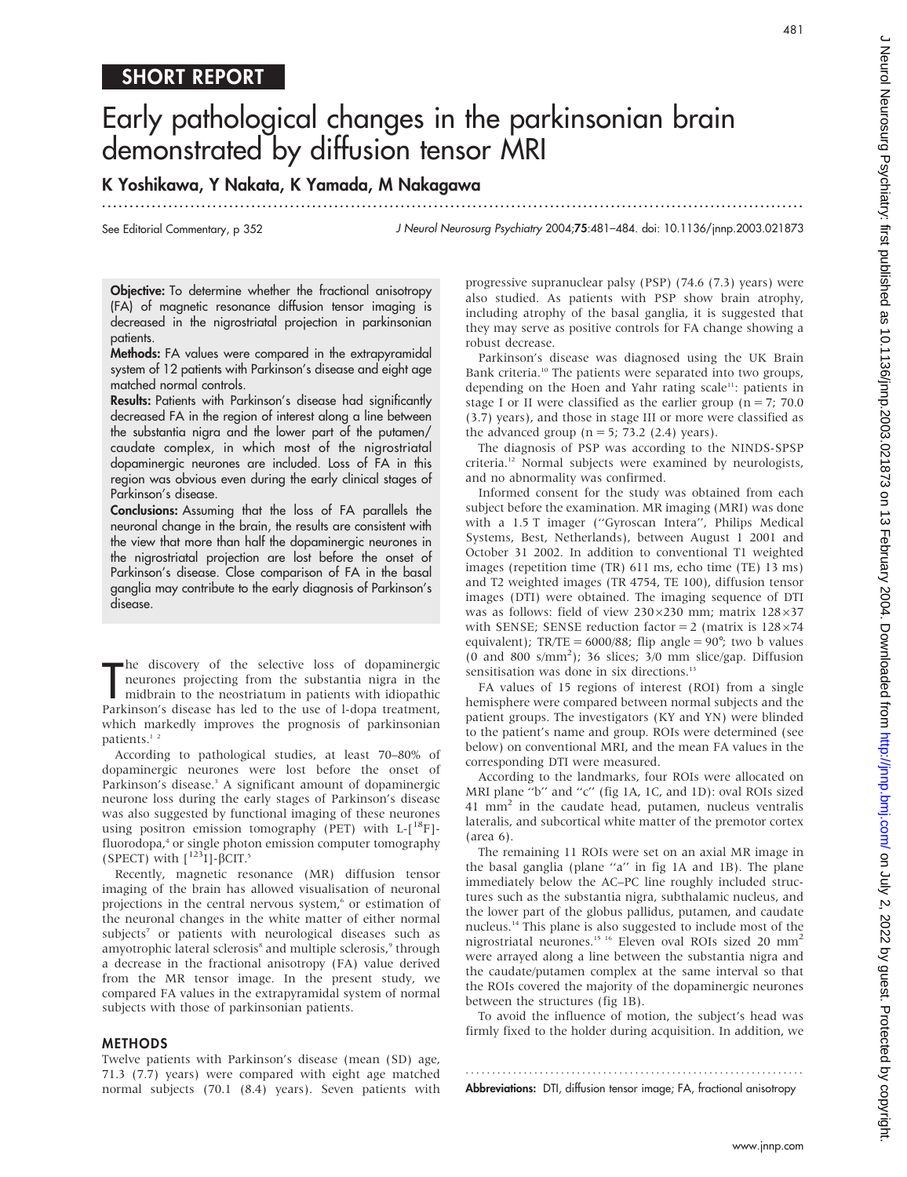SHORT REPORT

# Early pathological changes in the parkinsonian brain demonstrated by diffusion tensor MRI

**K Yoshikawa, Y Nakata, K Yamada, M Nakagawa**

See Editorial Commentary, p 352

J Neurol Neurosurg Psychiatry 2004;**75**:481–484. doi: 10.1136/jnnp.2003.021873

**Objective:** To determine whether the fractional anisotropy (FA) of magnetic resonance diffusion tensor imaging is decreased in the nigrostriatal projection in parkinsonian patients.

**Methods:** FA values were compared in the extrapyramidal system of 12 patients with Parkinson's disease and eight age matched normal controls.

**Results:** Patients with Parkinson's disease had significantly decreased FA in the region of interest along a line between the substantia nigra and the lower part of the putamen/caudate complex, in which most of the nigrostriatal dopaminergic neurones are included. Loss of FA in this region was obvious even during the early clinical stages of Parkinson's disease.

**Conclusions:** Assuming that the loss of FA parallels the neuronal change in the brain, the results are consistent with the view that more than half the dopaminergic neurones in the nigrostriatal projection are lost before the onset of Parkinson's disease. Close comparison of FA in the basal ganglia may contribute to the early diagnosis of Parkinson's disease.

The discovery of the selective loss of dopaminergic neurones projecting from the substantia nigra in the midbrain to the neostriatum in patients with idiopathic Parkinson's disease has led to the use of l-dopa treatment, which markedly improves the prognosis of parkinsonian patients.[1 2]

According to pathological studies, at least 70–80% of dopaminergic neurones were lost before the onset of Parkinson's disease.[3] A significant amount of dopaminergic neurone loss during the early stages of Parkinson's disease was also suggested by functional imaging of these neurones using positron emission tomography (PET) with L-[$^{18}$F]-fluorodopa,[4] or single photon emission computer tomography (SPECT) with [$^{123}$I]-βCIT.[5]

Recently, magnetic resonance (MR) diffusion tensor imaging of the brain has allowed visualisation of neuronal projections in the central nervous system,[6] or estimation of the neuronal changes in the white matter of either normal subjects[7] or patients with neurological diseases such as amyotrophic lateral sclerosis[8] and multiple sclerosis,[9] through a decrease in the fractional anisotropy (FA) value derived from the MR tensor image. In the present study, we compared FA values in the extrapyramidal system of normal subjects with those of parkinsonian patients.

## METHODS

Twelve patients with Parkinson's disease (mean (SD) age, 71.3 (7.7) years) were compared with eight age matched normal subjects (70.1 (8.4) years). Seven patients with progressive supranuclear palsy (PSP) (74.6 (7.3) years) were also studied. As patients with PSP show brain atrophy, including atrophy of the basal ganglia, it is suggested that they may serve as positive controls for FA change showing a robust decrease.

Parkinson's disease was diagnosed using the UK Brain Bank criteria.[10] The patients were separated into two groups, depending on the Hoen and Yahr rating scale[11]: patients in stage I or II were classified as the earlier group (n = 7; 70.0 (3.7) years), and those in stage III or more were classified as the advanced group (n = 5; 73.2 (2.4) years).

The diagnosis of PSP was according to the NINDS-SPSP criteria.[12] Normal subjects were examined by neurologists, and no abnormality was confirmed.

Informed consent for the study was obtained from each subject before the examination. MR imaging (MRI) was done with a 1.5 T imager ("Gyroscan Intera", Philips Medical Systems, Best, Netherlands), between August 1 2001 and October 31 2002. In addition to conventional T1 weighted images (repetition time (TR) 611 ms, echo time (TE) 13 ms) and T2 weighted images (TR 4754, TE 100), diffusion tensor images (DTI) were obtained. The imaging sequence of DTI was as follows: field of view 230×230 mm; matrix 128×37 with SENSE; SENSE reduction factor = 2 (matrix is 128×74 equivalent); TR/TE = 6000/88; flip angle = 90°; two b values (0 and 800 s/mm$^2$); 36 slices; 3/0 mm slice/gap. Diffusion sensitisation was done in six directions.[13]

FA values of 15 regions of interest (ROI) from a single hemisphere were compared between normal subjects and the patient groups. The investigators (KY and YN) were blinded to the patient's name and group. ROIs were determined (see below) on conventional MRI, and the mean FA values in the corresponding DTI were measured.

According to the landmarks, four ROIs were allocated on MRI plane "b" and "c" (fig 1A, 1C, and 1D): oval ROIs sized 41 mm$^2$ in the caudate head, putamen, nucleus ventralis lateralis, and subcortical white matter of the premotor cortex (area 6).

The remaining 11 ROIs were set on an axial MR image in the basal ganglia (plane "a" in fig 1A and 1B). The plane immediately below the AC–PC line roughly included structures such as the substantia nigra, subthalamic nucleus, and the lower part of the globus pallidus, putamen, and caudate nucleus.[14] This plane is also suggested to include most of the nigrostriatal neurones.[15 16] Eleven oval ROIs sized 20 mm$^2$ were arrayed along a line between the substantia nigra and the caudate/putamen complex at the same interval so that the ROIs covered the majority of the dopaminergic neurones between the structures (fig 1B).

To avoid the influence of motion, the subject's head was firmly fixed to the holder during acquisition. In addition, we

**Abbreviations:** DTI, diffusion tensor image; FA, fractional anisotropy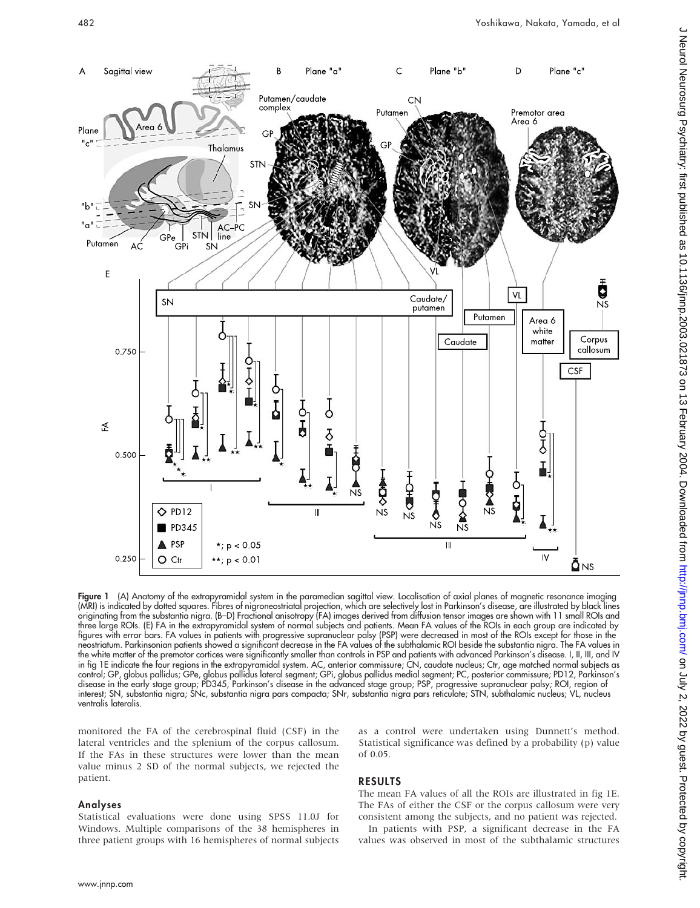**Figure 1** (A) Anatomy of the extrapyramidal system in the paramedian sagittal view. Localisation of axial planes of magnetic resonance imaging (MRI) is indicated by dotted squares. Fibres of nigroneostriatal projection, which are selectively lost in Parkinson's disease, are illustrated by black lines originating from the substantia nigra. (B–D) Fractional anisotropy (FA) images derived from diffusion tensor images are shown with 11 small ROIs and three large ROIs. (E) FA in the extrapyramidal system of normal subjects and patients. Mean FA values of the ROIs in each group are indicated by figures with error bars. FA values in patients with progressive supranuclear palsy (PSP) were decreased in most of the ROIs except for those in the neostriatum. Parkinsonian patients showed a significant decrease in the FA values of the subthalamic ROI beside the substantia nigra. The FA values in the white matter of the premotor cortices were significantly smaller than controls in PSP and patients with advanced Parkinson's disease. I, II, III, and IV in fig 1E indicate the four regions in the extrapyramidal system. AC, anterior commissure; CN, caudate nucleus; Ctr, age matched normal subjects as control; GP, globus pallidus; GPe, globus pallidus lateral segment; GPi, globus pallidus medial segment; PC, posterior commissure; PD12, Parkinson's disease in the early stage group; PD345, Parkinson's disease in the advanced stage group; PSP, progressive supranuclear palsy; ROI, region of interest; SN, substantia nigra; SNc, substantia nigra pars compacta; SNr, substantia nigra pars reticulate; STN, subthalamic nucleus; VL, nucleus ventralis lateralis.

monitored the FA of the cerebrospinal fluid (CSF) in the lateral ventricles and the splenium of the corpus callosum. If the FAs in these structures were lower than the mean value minus 2 SD of the normal subjects, we rejected the patient.

## Analyses

Statistical evaluations were done using SPSS 11.0J for Windows. Multiple comparisons of the 38 hemispheres in three patient groups with 16 hemispheres of normal subjects as a control were undertaken using Dunnett's method. Statistical significance was defined by a probability (p) value of 0.05.

## RESULTS

The mean FA values of all the ROIs are illustrated in fig 1E. The FAs of either the CSF or the corpus callosum were very consistent among the subjects, and no patient was rejected.

In patients with PSP, a significant decrease in the FA values was observed in most of the subthalamic structures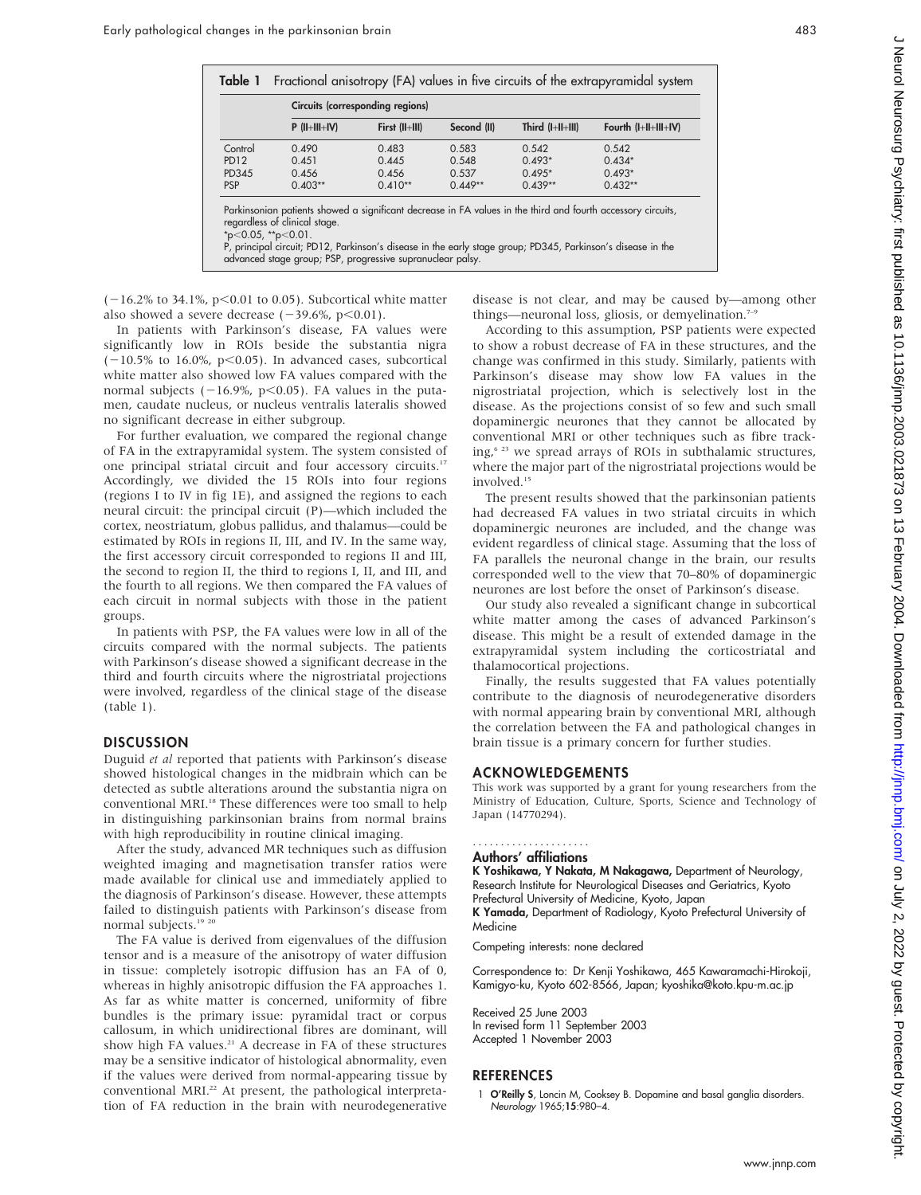**Table 1** Fractional anisotropy (FA) values in five circuits of the extrapyramidal system

| | Circuits (corresponding regions) | | | | |
|---|---|---|---|---|---|
| | P (II+III+IV) | First (II+III) | Second (II) | Third (I+II+III) | Fourth (I+II+III+IV) |
| Control | 0.490 | 0.483 | 0.583 | 0.542 | 0.542 |
| PD12 | 0.451 | 0.445 | 0.548 | 0.493* | 0.434* |
| PD345 | 0.456 | 0.456 | 0.537 | 0.495* | 0.493* |
| PSP | 0.403** | 0.410** | 0.449** | 0.439** | 0.432** |

Parkinsonian patients showed a significant decrease in FA values in the third and fourth accessory circuits, regardless of clinical stage.
*$p<0.05$, **$p<0.01$.
P, principal circuit; PD12, Parkinson's disease in the early stage group; PD345, Parkinson's disease in the advanced stage group; PSP, progressive supranuclear palsy.

(−16.2% to 34.1%, $p<0.01$ to 0.05). Subcortical white matter also showed a severe decrease (−39.6%, $p<0.01$).

In patients with Parkinson's disease, FA values were significantly low in ROIs beside the substantia nigra (−10.5% to 16.0%, $p<0.05$). In advanced cases, subcortical white matter also showed low FA values compared with the normal subjects (−16.9%, $p<0.05$). FA values in the putamen, caudate nucleus, or nucleus ventralis lateralis showed no significant decrease in either subgroup.

For further evaluation, we compared the regional change of FA in the extrapyramidal system. The system consisted of one principal striatal circuit and four accessory circuits.[17] Accordingly, we divided the 15 ROIs into four regions (regions I to IV in fig 1E), and assigned the regions to each neural circuit: the principal circuit (P)—which included the cortex, neostriatum, globus pallidus, and thalamus—could be estimated by ROIs in regions II, III, and IV. In the same way, the first accessory circuit corresponded to regions II and III, the second to region II, the third to regions I, II, and III, and the fourth to all regions. We then compared the FA values of each circuit in normal subjects with those in the patient groups.

In patients with PSP, the FA values were low in all of the circuits compared with the normal subjects. The patients with Parkinson's disease showed a significant decrease in the third and fourth circuits where the nigrostriatal projections were involved, regardless of the clinical stage of the disease (table 1).

## DISCUSSION

Duguid *et al* reported that patients with Parkinson's disease showed histological changes in the midbrain which can be detected as subtle alterations around the substantia nigra on conventional MRI.[18] These differences were too small to help in distinguishing parkinsonian brains from normal brains with high reproducibility in routine clinical imaging.

After the study, advanced MR techniques such as diffusion weighted imaging and magnetisation transfer ratios were made available for clinical use and immediately applied to the diagnosis of Parkinson's disease. However, these attempts failed to distinguish patients with Parkinson's disease from normal subjects.[19,20]

The FA value is derived from eigenvalues of the diffusion tensor and is a measure of the anisotropy of water diffusion in tissue: completely isotropic diffusion has an FA of 0, whereas in highly anisotropic diffusion the FA approaches 1. As far as white matter is concerned, uniformity of fibre bundles is the primary issue: pyramidal tract or corpus callosum, in which unidirectional fibres are dominant, will show high FA values.[21] A decrease in FA of these structures may be a sensitive indicator of histological abnormality, even if the values were derived from normal-appearing tissue by conventional MRI.[22] At present, the pathological interpretation of FA reduction in the brain with neurodegenerative disease is not clear, and may be caused by—among other things—neuronal loss, gliosis, or demyelination.[7–9]

According to this assumption, PSP patients were expected to show a robust decrease of FA in these structures, and the change was confirmed in this study. Similarly, patients with Parkinson's disease may show low FA values in the nigrostriatal projection, which is selectively lost in the disease. As the projections consist of so few and such small dopaminergic neurones that they cannot be allocated by conventional MRI or other techniques such as fibre tracking,[6,23] we spread arrays of ROIs in subthalamic structures, where the major part of the nigrostriatal projections would be involved.[15]

The present results showed that the parkinsonian patients had decreased FA values in two striatal circuits in which dopaminergic neurones are included, and the change was evident regardless of clinical stage. Assuming that the loss of FA parallels the neuronal change in the brain, our results corresponded well to the view that 70–80% of dopaminergic neurones are lost before the onset of Parkinson's disease.

Our study also revealed a significant change in subcortical white matter among the cases of advanced Parkinson's disease. This might be a result of extended damage in the extrapyramidal system including the corticostriatal and thalamocortical projections.

Finally, the results suggested that FA values potentially contribute to the diagnosis of neurodegenerative disorders with normal appearing brain by conventional MRI, although the correlation between the FA and pathological changes in brain tissue is a primary concern for further studies.

## ACKNOWLEDGEMENTS

This work was supported by a grant for young researchers from the Ministry of Education, Culture, Sports, Science and Technology of Japan (14770294).

### Authors' affiliations

**K Yoshikawa, Y Nakata, M Nakagawa,** Department of Neurology, Research Institute for Neurological Diseases and Geriatrics, Kyoto Prefectural University of Medicine, Kyoto, Japan
**K Yamada,** Department of Radiology, Kyoto Prefectural University of Medicine

Competing interests: none declared

Correspondence to: Dr Kenji Yoshikawa, 465 Kawaramachi-Hirokoji, Kamigyo-ku, Kyoto 602-8566, Japan; kyoshika@koto.kpu-m.ac.jp

Received 25 June 2003
In revised form 11 September 2003
Accepted 1 November 2003

## REFERENCES

1 **O'Reilly S**, Loncin M, Cooksey B. Dopamine and basal ganglia disorders. *Neurology* 1965;**15**:980–4.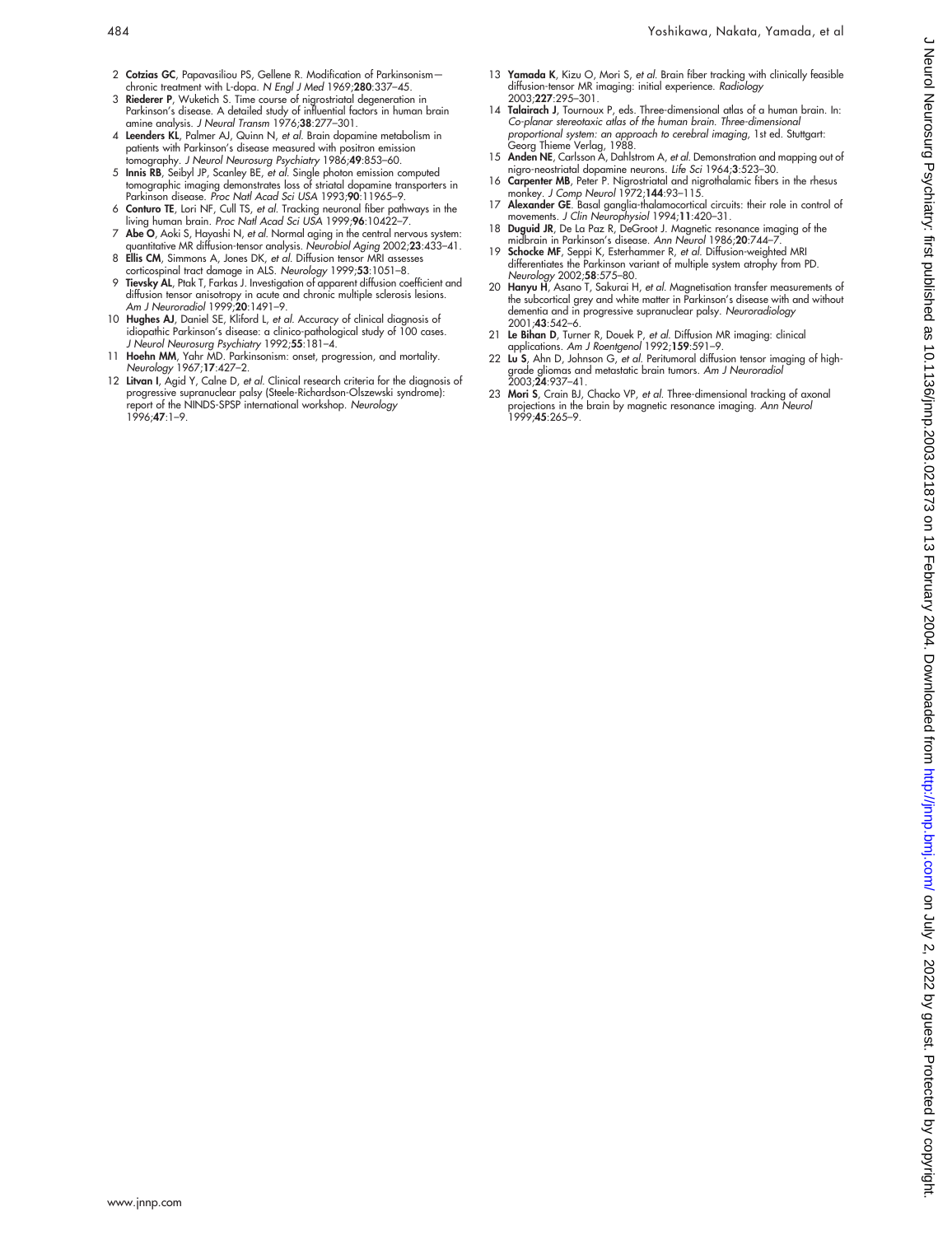2 **Cotzias GC**, Papavasiliou PS, Gellene R. Modification of Parkinsonism—chronic treatment with L-dopa. *N Engl J Med* 1969;**280**:337–45.
3 **Riederer P**, Wuketich S. Time course of nigrostriatal degeneration in Parkinson's disease. A detailed study of influential factors in human brain amine analysis. *J Neural Transm* 1976;**38**:277–301.
4 **Leenders KL**, Palmer AJ, Quinn N, *et al*. Brain dopamine metabolism in patients with Parkinson's disease measured with positron emission tomography. *J Neurol Neurosurg Psychiatry* 1986;**49**:853–60.
5 **Innis RB**, Seibyl JP, Scanley BE, *et al*. Single photon emission computed tomographic imaging demonstrates loss of striatal dopamine transporters in Parkinson disease. *Proc Natl Acad Sci USA* 1993;**90**:11965–9.
6 **Conturo TE**, Lori NF, Cull TS, *et al*. Tracking neuronal fiber pathways in the living human brain. *Proc Natl Acad Sci USA* 1999;**96**:10422–7.
7 **Abe O**, Aoki S, Hayashi N, *et al*. Normal aging in the central nervous system: quantitative MR diffusion-tensor analysis. *Neurobiol Aging* 2002;**23**:433–41.
8 **Ellis CM**, Simmons A, Jones DK, *et al*. Diffusion tensor MRI assesses corticospinal tract damage in ALS. *Neurology* 1999;**53**:1051–8.
9 **Tievsky AL**, Ptak T, Farkas J. Investigation of apparent diffusion coefficient and diffusion tensor anisotropy in acute and chronic multiple sclerosis lesions. *Am J Neuroradiol* 1999;**20**:1491–9.
10 **Hughes AJ**, Daniel SE, Kliford L, *et al*. Accuracy of clinical diagnosis of idiopathic Parkinson's disease: a clinico-pathological study of 100 cases. *J Neurol Neurosurg Psychiatry* 1992;**55**:181–4.
11 **Hoehn MM**, Yahr MD. Parkinsonism: onset, progression, and mortality. *Neurology* 1967;**17**:427–2.
12 **Litvan I**, Agid Y, Calne D, *et al*. Clinical research criteria for the diagnosis of progressive supranuclear palsy (Steele-Richardson-Olszewski syndrome): report of the NINDS-SPSP international workshop. *Neurology* 1996;**47**:1–9.
13 **Yamada K**, Kizu O, Mori S, *et al*. Brain fiber tracking with clinically feasible diffusion-tensor MR imaging: initial experience. *Radiology* 2003;**227**:295–301.
14 **Talairach J**, Tournoux P, eds. Three-dimensional atlas of a human brain. In: *Co-planar stereotaxic atlas of the human brain. Three-dimensional proportional system: an approach to cerebral imaging*, 1st ed. Stuttgart: Georg Thieme Verlag, 1988.
15 **Anden NE**, Carlsson A, Dahlstrom A, *et al*. Demonstration and mapping out of nigro-neostriatal dopamine neurons. *Life Sci* 1964;**3**:523–30.
16 **Carpenter MB**, Peter P. Nigrostriatal and nigrothalamic fibers in the rhesus monkey. *J Comp Neurol* 1972;**144**:93–115.
17 **Alexander GE**. Basal ganglia-thalamocortical circuits: their role in control of movements. *J Clin Neurophysiol* 1994;**11**:420–31.
18 **Duguid JR**, De La Paz R, DeGroot J. Magnetic resonance imaging of the midbrain in Parkinson's disease. *Ann Neurol* 1986;**20**:744–7.
19 **Schocke MF**, Seppi K, Esterhammer R, *et al*. Diffusion-weighted MRI differentiates the Parkinson variant of multiple system atrophy from PD. *Neurology* 2002;**58**:575–80.
20 **Hanyu H**, Asano T, Sakurai H, *et al*. Magnetisation transfer measurements of the subcortical grey and white matter in Parkinson's disease with and without dementia and in progressive supranuclear palsy. *Neuroradiology* 2001;**43**:542–6.
21 **Le Bihan D**, Turner R, Douek P, *et al*. Diffusion MR imaging: clinical applications. *Am J Roentgenol* 1992;**159**:591–9.
22 **Lu S**, Ahn D, Johnson G, *et al*. Peritumoral diffusion tensor imaging of high-grade gliomas and metastatic brain tumors. *Am J Neuroradiol* 2003;**24**:937–41.
23 **Mori S**, Crain BJ, Chacko VP, *et al*. Three-dimensional tracking of axonal projections in the brain by magnetic resonance imaging. *Ann Neurol* 1999;**45**:265–9.